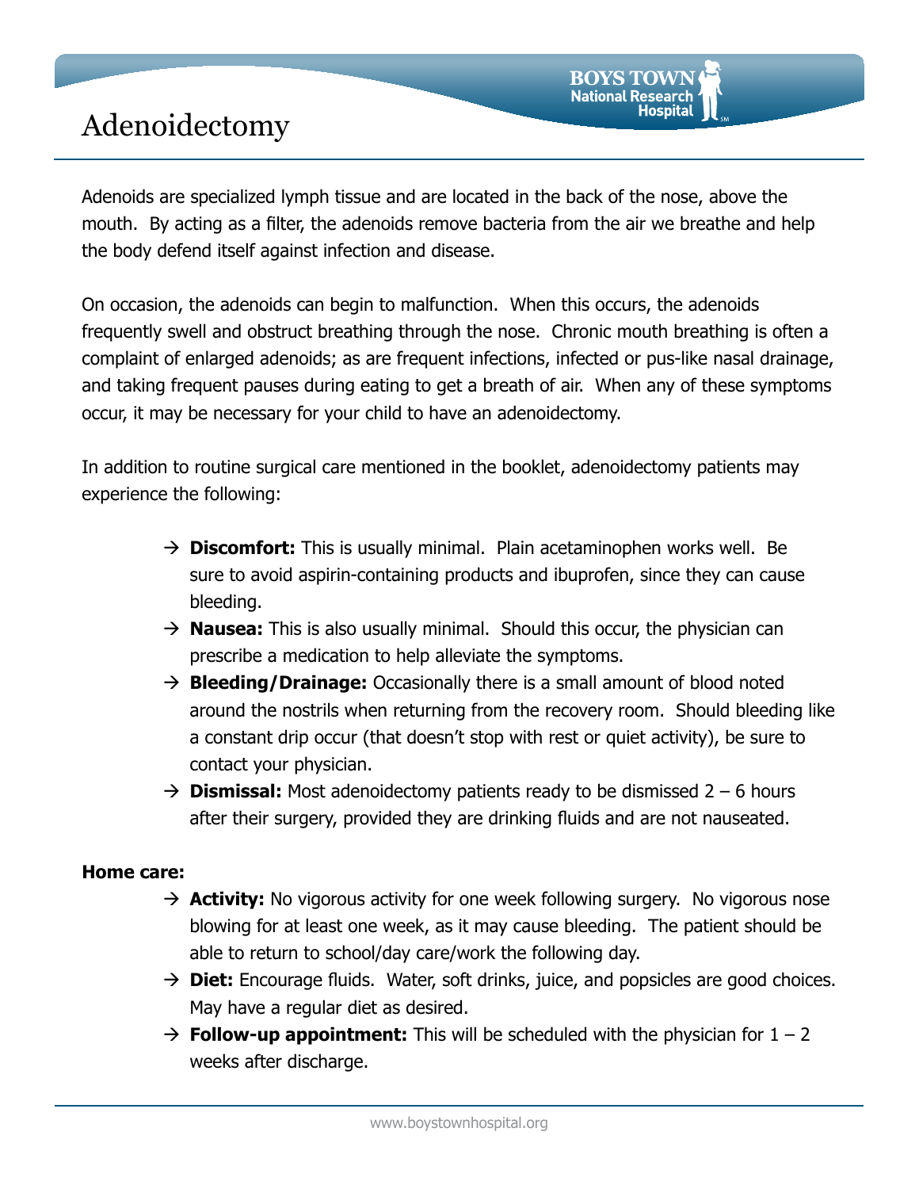# Adenoidectomy

Adenoids are specialized lymph tissue and are located in the back of the nose, above the mouth. By acting as a filter, the adenoids remove bacteria from the air we breathe and help the body defend itself against infection and disease.

On occasion, the adenoids can begin to malfunction. When this occurs, the adenoids frequently swell and obstruct breathing through the nose. Chronic mouth breathing is often a complaint of enlarged adenoids; as are frequent infections, infected or pus-like nasal drainage, and taking frequent pauses during eating to get a breath of air. When any of these symptoms occur, it may be necessary for your child to have an adenoidectomy.

In addition to routine surgical care mentioned in the booklet, adenoidectomy patients may experience the following:

- **Discomfort:** This is usually minimal. Plain acetaminophen works well. Be sure to avoid aspirin-containing products and ibuprofen, since they can cause bleeding.
- **Nausea:** This is also usually minimal. Should this occur, the physician can prescribe a medication to help alleviate the symptoms.
- **Bleeding/Drainage:** Occasionally there is a small amount of blood noted around the nostrils when returning from the recovery room. Should bleeding like a constant drip occur (that doesn't stop with rest or quiet activity), be sure to contact your physician.
- **Dismissal:** Most adenoidectomy patients ready to be dismissed 2 – 6 hours after their surgery, provided they are drinking fluids and are not nauseated.

**Home care:**

- **Activity:** No vigorous activity for one week following surgery. No vigorous nose blowing for at least one week, as it may cause bleeding. The patient should be able to return to school/day care/work the following day.
- **Diet:** Encourage fluids. Water, soft drinks, juice, and popsicles are good choices. May have a regular diet as desired.
- **Follow-up appointment:** This will be scheduled with the physician for 1 – 2 weeks after discharge.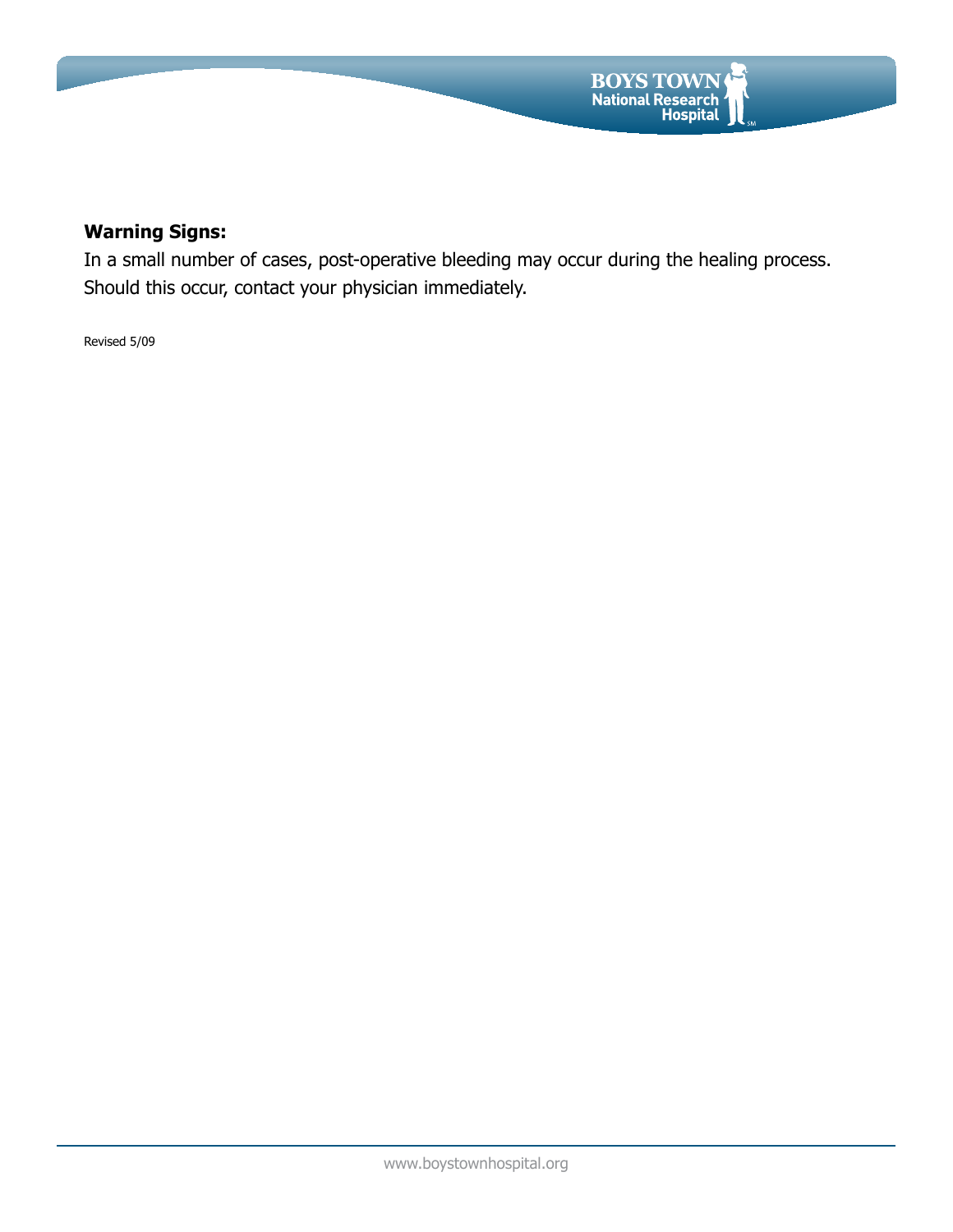**Warning Signs:**

In a small number of cases, post-operative bleeding may occur during the healing process. Should this occur, contact your physician immediately.

Revised 5/09